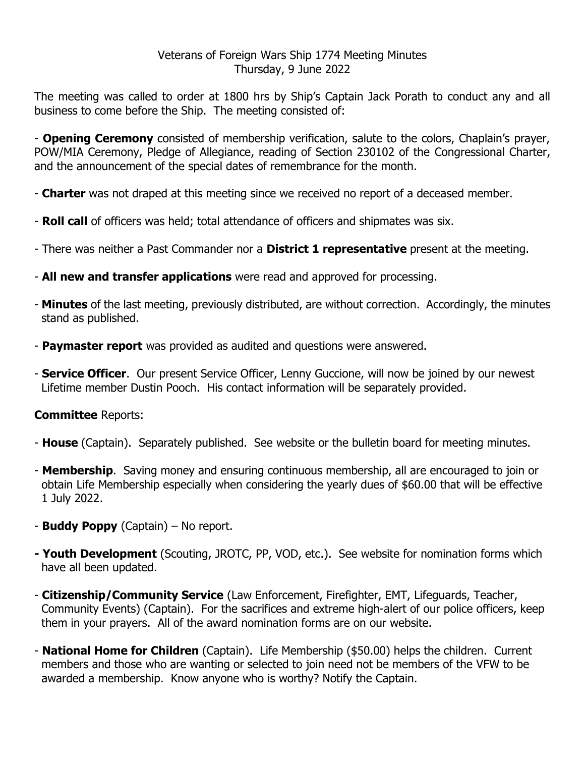Veterans of Foreign Wars Ship 1774 Meeting Minutes
Thursday, 9 June 2022

The meeting was called to order at 1800 hrs by Ship's Captain Jack Porath to conduct any and all business to come before the Ship. The meeting consisted of:

- **Opening Ceremony** consisted of membership verification, salute to the colors, Chaplain's prayer, POW/MIA Ceremony, Pledge of Allegiance, reading of Section 230102 of the Congressional Charter, and the announcement of the special dates of remembrance for the month.

- **Charter** was not draped at this meeting since we received no report of a deceased member.

- **Roll call** of officers was held; total attendance of officers and shipmates was six.

- There was neither a Past Commander nor a **District 1 representative** present at the meeting.

- **All new and transfer applications** were read and approved for processing.

- **Minutes** of the last meeting, previously distributed, are without correction. Accordingly, the minutes stand as published.

- **Paymaster report** was provided as audited and questions were answered.

- **Service Officer**. Our present Service Officer, Lenny Guccione, will now be joined by our newest Lifetime member Dustin Pooch. His contact information will be separately provided.

**Committee** Reports:

- **House** (Captain). Separately published. See website or the bulletin board for meeting minutes.

- **Membership**. Saving money and ensuring continuous membership, all are encouraged to join or obtain Life Membership especially when considering the yearly dues of $60.00 that will be effective 1 July 2022.

- **Buddy Poppy** (Captain) – No report.

**- Youth Development** (Scouting, JROTC, PP, VOD, etc.). See website for nomination forms which have all been updated.

- **Citizenship/Community Service** (Law Enforcement, Firefighter, EMT, Lifeguards, Teacher, Community Events) (Captain). For the sacrifices and extreme high-alert of our police officers, keep them in your prayers. All of the award nomination forms are on our website.

- **National Home for Children** (Captain). Life Membership ($50.00) helps the children. Current members and those who are wanting or selected to join need not be members of the VFW to be awarded a membership. Know anyone who is worthy? Notify the Captain.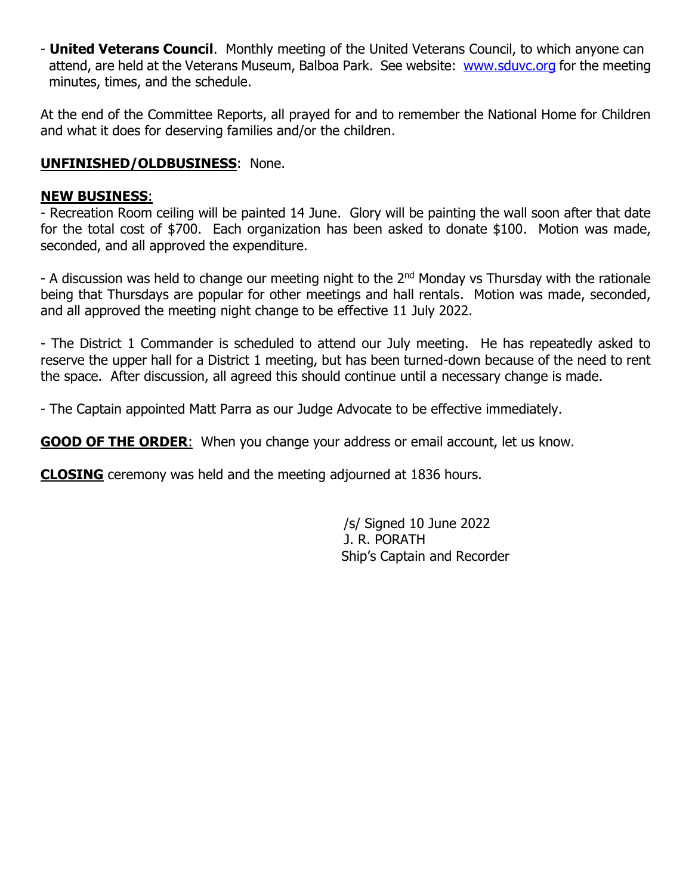- **United Veterans Council**. Monthly meeting of the United Veterans Council, to which anyone can attend, are held at the Veterans Museum, Balboa Park. See website: [www.sduvc.org](http://www.sduvc.org) for the meeting minutes, times, and the schedule.

At the end of the Committee Reports, all prayed for and to remember the National Home for Children and what it does for deserving families and/or the children.

**UNFINISHED/OLDBUSINESS**: None.

**NEW BUSINESS**:

- Recreation Room ceiling will be painted 14 June. Glory will be painting the wall soon after that date for the total cost of $700. Each organization has been asked to donate $100. Motion was made, seconded, and all approved the expenditure.

- A discussion was held to change our meeting night to the 2nd Monday vs Thursday with the rationale being that Thursdays are popular for other meetings and hall rentals. Motion was made, seconded, and all approved the meeting night change to be effective 11 July 2022.

- The District 1 Commander is scheduled to attend our July meeting. He has repeatedly asked to reserve the upper hall for a District 1 meeting, but has been turned-down because of the need to rent the space. After discussion, all agreed this should continue until a necessary change is made.

- The Captain appointed Matt Parra as our Judge Advocate to be effective immediately.

**GOOD OF THE ORDER**: When you change your address or email account, let us know.

**CLOSING** ceremony was held and the meeting adjourned at 1836 hours.

/s/ Signed 10 June 2022
J. R. PORATH
Ship's Captain and Recorder